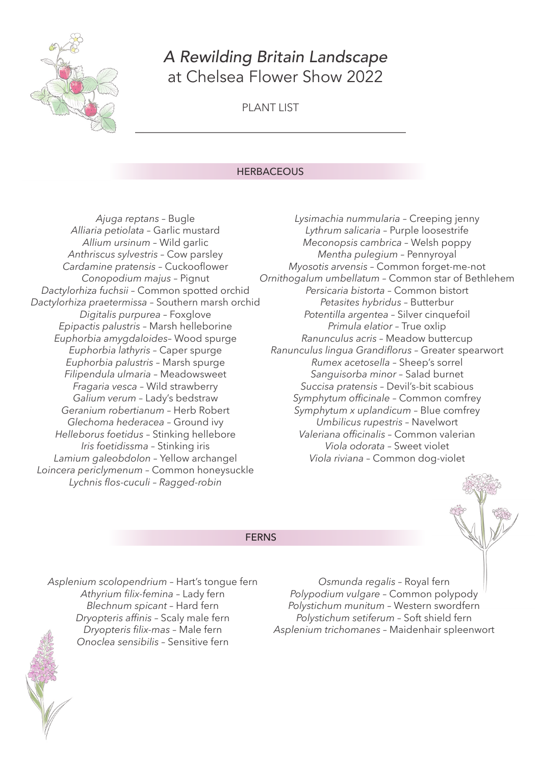# *A Rewilding Britain Landscape* at Chelsea Flower Show 2022

PLANT LIST

## HERBACEOUS

*Ajuga reptans* – Bugle
*Alliaria petiolata* – Garlic mustard
*Allium ursinum* – Wild garlic
*Anthriscus sylvestris* – Cow parsley
*Cardamine pratensis* – Cuckooflower
*Conopodium majus* – Pignut
*Dactylorhiza fuchsii* – Common spotted orchid
*Dactylorhiza praetermissa* – Southern marsh orchid
*Digitalis purpurea* – Foxglove
*Epipactis palustris* – Marsh helleborine
*Euphorbia amygdaloides*– Wood spurge
*Euphorbia lathyris* – Caper spurge
*Euphorbia palustris* – Marsh spurge
*Filipendula ulmaria* – Meadowsweet
*Fragaria vesca* – Wild strawberry
*Galium verum* – Lady's bedstraw
*Geranium robertianum* – Herb Robert
*Glechoma hederacea* – Ground ivy
*Helleborus foetidus* – Stinking hellebore
*Iris foetidissma* – Stinking iris
*Lamium galeobdolon* – Yellow archangel
*Loincera periclymenum* – Common honeysuckle
*Lychnis flos-cuculi – Ragged-robin*
*Lysimachia nummularia* – Creeping jenny
*Lythrum salicaria* – Purple loosestrife
*Meconopsis cambrica* – Welsh poppy
*Mentha pulegium* – Pennyroyal
*Myosotis arvensis* – Common forget-me-not
*Ornithogalum umbellatum* – Common star of Bethlehem
*Persicaria bistorta* – Common bistort
*Petasites hybridus* – Butterbur
*Potentilla argentea* – Silver cinquefoil
*Primula elatior* – True oxlip
*Ranunculus acris* – Meadow buttercup
*Ranunculus lingua Grandiflorus* – Greater spearwort
*Rumex acetosella* – Sheep's sorrel
*Sanguisorba minor* – Salad burnet
*Succisa pratensis* – Devil's-bit scabious
*Symphytum officinale* – Common comfrey
*Symphytum x uplandicum* – Blue comfrey
*Umbilicus rupestris* – Navelwort
*Valeriana officinalis* – Common valerian
*Viola odorata* – Sweet violet
*Viola riviana* – Common dog-violet

## FERNS

*Asplenium scolopendrium* – Hart's tongue fern
*Athyrium filix-femina* – Lady fern
*Blechnum spicant* – Hard fern
*Dryopteris affinis* – Scaly male fern
*Dryopteris filix-mas* – Male fern
*Onoclea sensibilis* – Sensitive fern
*Osmunda regalis* – Royal fern
*Polypodium vulgare* – Common polypody
*Polystichum munitum* – Western swordfern
*Polystichum setiferum* – Soft shield fern
*Asplenium trichomanes* – Maidenhair spleenwort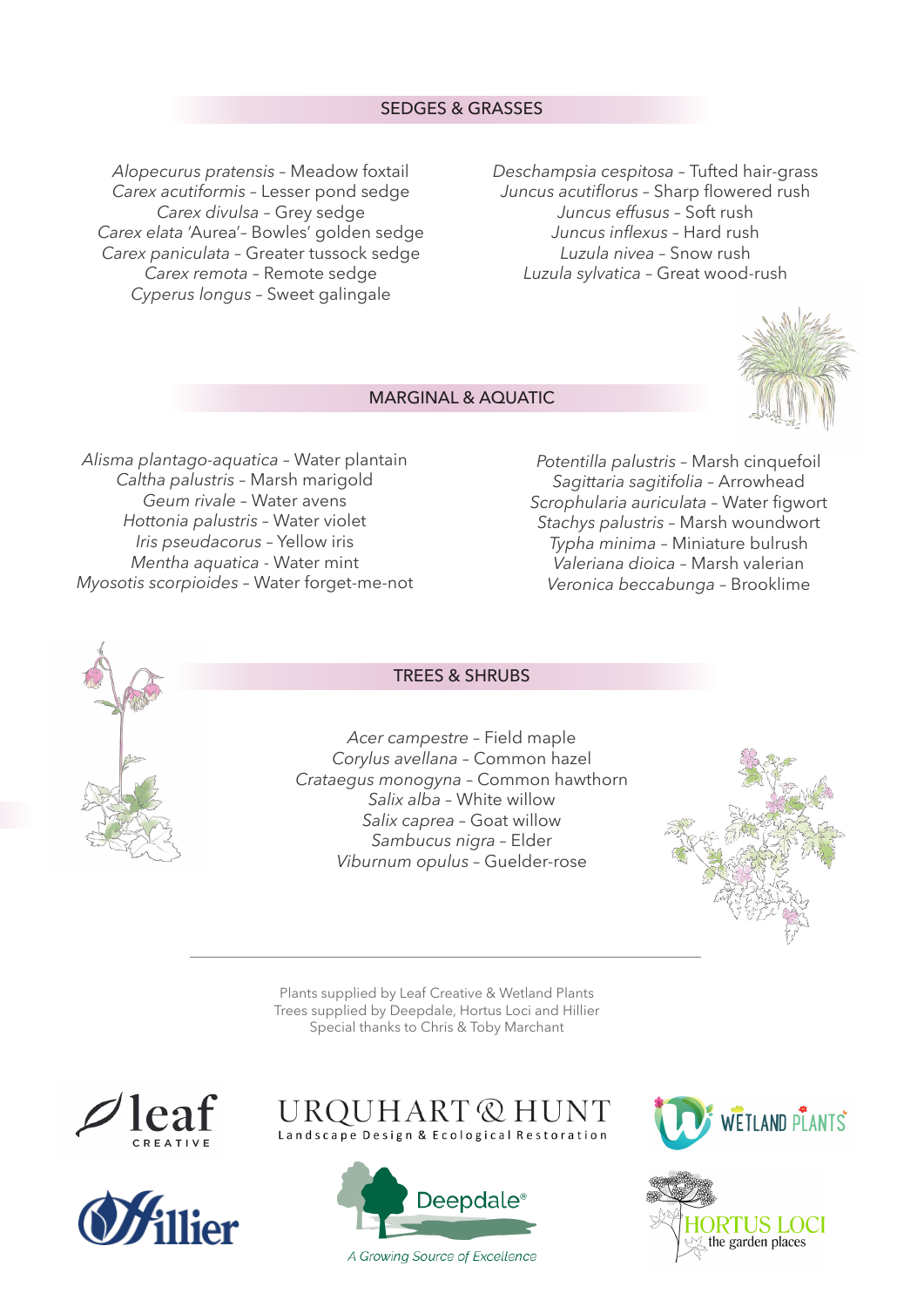## SEDGES & GRASSES

*Alopecurus pratensis* – Meadow foxtail
*Carex acutiformis* – Lesser pond sedge
*Carex divulsa* – Grey sedge
*Carex elata* 'Aurea'– Bowles' golden sedge
*Carex paniculata* – Greater tussock sedge
*Carex remota* – Remote sedge
*Cyperus longus* – Sweet galingale
*Deschampsia cespitosa* – Tufted hair-grass
*Juncus acutiflorus* – Sharp flowered rush
*Juncus effusus* – Soft rush
*Juncus inflexus* – Hard rush
*Luzula nivea* – Snow rush
*Luzula sylvatica* – Great wood-rush

## MARGINAL & AQUATIC

*Alisma plantago-aquatica* – Water plantain
*Caltha palustris* – Marsh marigold
*Geum rivale* – Water avens
*Hottonia palustris* – Water violet
*Iris pseudacorus* – Yellow iris
*Mentha aquatica* - Water mint
*Myosotis scorpioides* – Water forget-me-not
*Potentilla palustris* – Marsh cinquefoil
*Sagittaria sagitifolia* – Arrowhead
*Scrophularia auriculata* – Water figwort
*Stachys palustris* – Marsh woundwort
*Typha minima* – Miniature bulrush
*Valeriana dioica* – Marsh valerian
*Veronica beccabunga* – Brooklime

## TREES & SHRUBS

*Acer campestre* – Field maple
*Corylus avellana* – Common hazel
*Crataegus monogyna* – Common hawthorn
*Salix alba* – White willow
*Salix caprea* – Goat willow
*Sambucus nigra* – Elder
*Viburnum opulus* – Guelder-rose

---

Plants supplied by Leaf Creative & Wetland Plants
Trees supplied by Deepdale, Hortus Loci and Hillier
Special thanks to Chris & Toby Marchant

leaf CREATIVE

URQUHART & HUNT
Landscape Design & Ecological Restoration

WETLAND PLANTS

Hillier

Deepdale®
A Growing Source of Excellence

HORTUS LOCI
the garden places